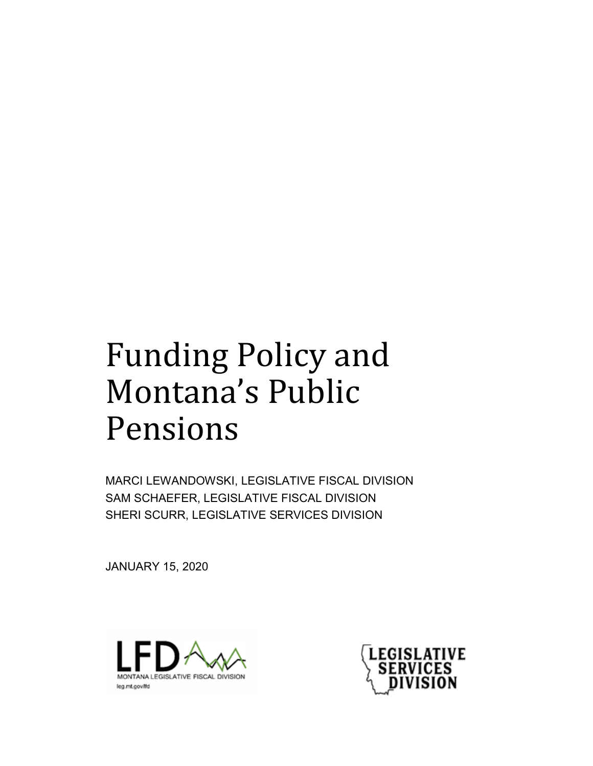# Funding Policy and Montana's Public Pensions

MARCI LEWANDOWSKI, LEGISLATIVE FISCAL DIVISION
SAM SCHAEFER, LEGISLATIVE FISCAL DIVISION
SHERI SCURR, LEGISLATIVE SERVICES DIVISION

JANUARY 15, 2020

LFD MONTANA LEGISLATIVE FISCAL DIVISION
leg.mt.gov/lfd

LEGISLATIVE SERVICES DIVISION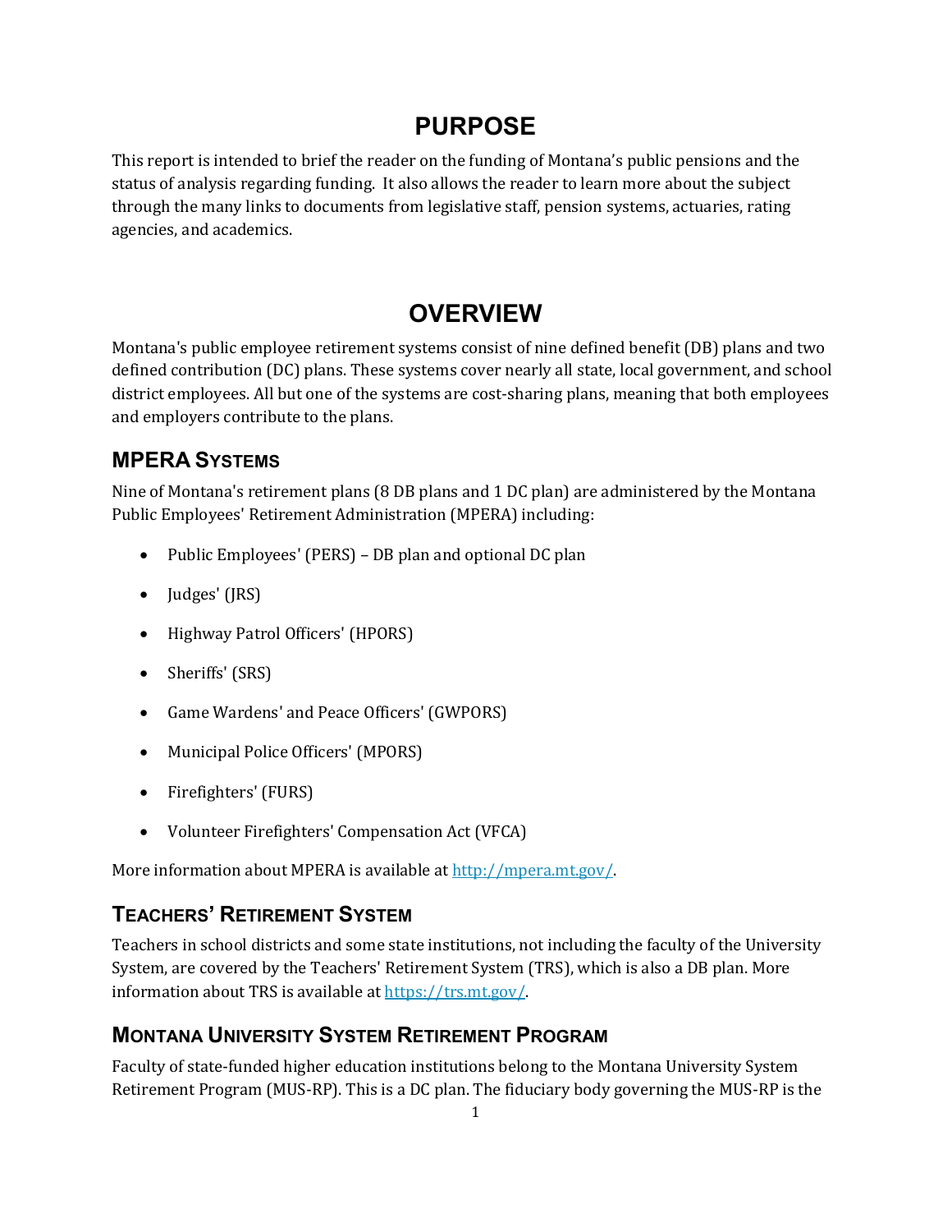# PURPOSE

This report is intended to brief the reader on the funding of Montana's public pensions and the status of analysis regarding funding. It also allows the reader to learn more about the subject through the many links to documents from legislative staff, pension systems, actuaries, rating agencies, and academics.

# OVERVIEW

Montana's public employee retirement systems consist of nine defined benefit (DB) plans and two defined contribution (DC) plans. These systems cover nearly all state, local government, and school district employees. All but one of the systems are cost-sharing plans, meaning that both employees and employers contribute to the plans.

## MPERA Systems

Nine of Montana's retirement plans (8 DB plans and 1 DC plan) are administered by the Montana Public Employees' Retirement Administration (MPERA) including:

- Public Employees' (PERS) – DB plan and optional DC plan
- Judges' (JRS)
- Highway Patrol Officers' (HPORS)
- Sheriffs' (SRS)
- Game Wardens' and Peace Officers' (GWPORS)
- Municipal Police Officers' (MPORS)
- Firefighters' (FURS)
- Volunteer Firefighters' Compensation Act (VFCA)

More information about MPERA is available at [http://mpera.mt.gov/](http://mpera.mt.gov/).

## Teachers' Retirement System

Teachers in school districts and some state institutions, not including the faculty of the University System, are covered by the Teachers' Retirement System (TRS), which is also a DB plan. More information about TRS is available at [https://trs.mt.gov/](https://trs.mt.gov/).

## Montana University System Retirement Program

Faculty of state-funded higher education institutions belong to the Montana University System Retirement Program (MUS-RP). This is a DC plan. The fiduciary body governing the MUS-RP is the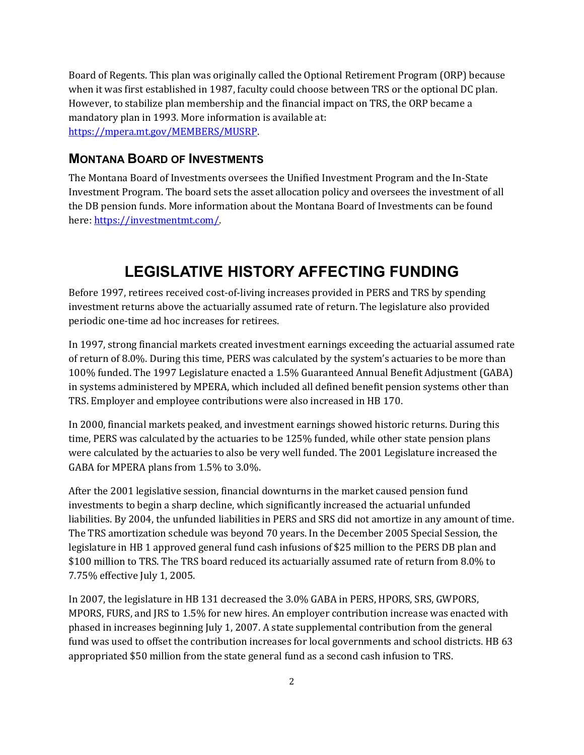Board of Regents. This plan was originally called the Optional Retirement Program (ORP) because when it was first established in 1987, faculty could choose between TRS or the optional DC plan. However, to stabilize plan membership and the financial impact on TRS, the ORP became a mandatory plan in 1993. More information is available at: [https://mpera.mt.gov/MEMBERS/MUSRP](https://mpera.mt.gov/MEMBERS/MUSRP).

### MONTANA BOARD OF INVESTMENTS

The Montana Board of Investments oversees the Unified Investment Program and the In-State Investment Program. The board sets the asset allocation policy and oversees the investment of all the DB pension funds. More information about the Montana Board of Investments can be found here: [https://investmentmt.com/](https://investmentmt.com/).

## LEGISLATIVE HISTORY AFFECTING FUNDING

Before 1997, retirees received cost-of-living increases provided in PERS and TRS by spending investment returns above the actuarially assumed rate of return. The legislature also provided periodic one-time ad hoc increases for retirees.

In 1997, strong financial markets created investment earnings exceeding the actuarial assumed rate of return of 8.0%. During this time, PERS was calculated by the system's actuaries to be more than 100% funded. The 1997 Legislature enacted a 1.5% Guaranteed Annual Benefit Adjustment (GABA) in systems administered by MPERA, which included all defined benefit pension systems other than TRS. Employer and employee contributions were also increased in HB 170.

In 2000, financial markets peaked, and investment earnings showed historic returns. During this time, PERS was calculated by the actuaries to be 125% funded, while other state pension plans were calculated by the actuaries to also be very well funded. The 2001 Legislature increased the GABA for MPERA plans from 1.5% to 3.0%.

After the 2001 legislative session, financial downturns in the market caused pension fund investments to begin a sharp decline, which significantly increased the actuarial unfunded liabilities. By 2004, the unfunded liabilities in PERS and SRS did not amortize in any amount of time. The TRS amortization schedule was beyond 70 years. In the December 2005 Special Session, the legislature in HB 1 approved general fund cash infusions of $25 million to the PERS DB plan and $100 million to TRS. The TRS board reduced its actuarially assumed rate of return from 8.0% to 7.75% effective July 1, 2005.

In 2007, the legislature in HB 131 decreased the 3.0% GABA in PERS, HPORS, SRS, GWPORS, MPORS, FURS, and JRS to 1.5% for new hires. An employer contribution increase was enacted with phased in increases beginning July 1, 2007. A state supplemental contribution from the general fund was used to offset the contribution increases for local governments and school districts. HB 63 appropriated $50 million from the state general fund as a second cash infusion to TRS.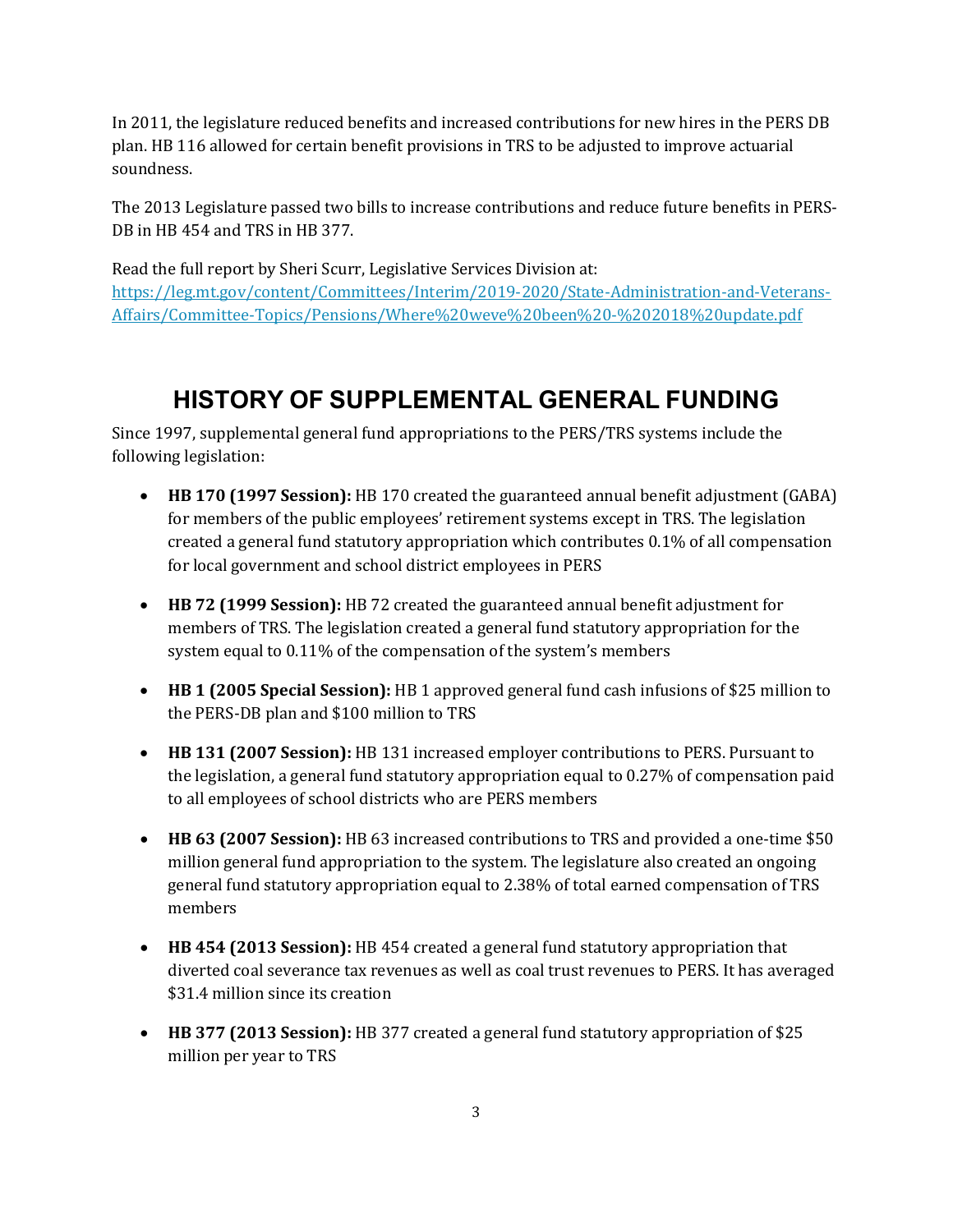In 2011, the legislature reduced benefits and increased contributions for new hires in the PERS DB plan. HB 116 allowed for certain benefit provisions in TRS to be adjusted to improve actuarial soundness.

The 2013 Legislature passed two bills to increase contributions and reduce future benefits in PERS-DB in HB 454 and TRS in HB 377.

Read the full report by Sheri Scurr, Legislative Services Division at: [https://leg.mt.gov/content/Committees/Interim/2019-2020/State-Administration-and-Veterans-Affairs/Committee-Topics/Pensions/Where%20weve%20been%20-%202018%20update.pdf](https://leg.mt.gov/content/Committees/Interim/2019-2020/State-Administration-and-Veterans-Affairs/Committee-Topics/Pensions/Where%20weve%20been%20-%202018%20update.pdf)

## HISTORY OF SUPPLEMENTAL GENERAL FUNDING

Since 1997, supplemental general fund appropriations to the PERS/TRS systems include the following legislation:

- **HB 170 (1997 Session):** HB 170 created the guaranteed annual benefit adjustment (GABA) for members of the public employees' retirement systems except in TRS. The legislation created a general fund statutory appropriation which contributes 0.1% of all compensation for local government and school district employees in PERS
- **HB 72 (1999 Session):** HB 72 created the guaranteed annual benefit adjustment for members of TRS. The legislation created a general fund statutory appropriation for the system equal to 0.11% of the compensation of the system's members
- **HB 1 (2005 Special Session):** HB 1 approved general fund cash infusions of $25 million to the PERS-DB plan and $100 million to TRS
- **HB 131 (2007 Session):** HB 131 increased employer contributions to PERS. Pursuant to the legislation, a general fund statutory appropriation equal to 0.27% of compensation paid to all employees of school districts who are PERS members
- **HB 63 (2007 Session):** HB 63 increased contributions to TRS and provided a one-time $50 million general fund appropriation to the system. The legislature also created an ongoing general fund statutory appropriation equal to 2.38% of total earned compensation of TRS members
- **HB 454 (2013 Session):** HB 454 created a general fund statutory appropriation that diverted coal severance tax revenues as well as coal trust revenues to PERS. It has averaged $31.4 million since its creation
- **HB 377 (2013 Session):** HB 377 created a general fund statutory appropriation of $25 million per year to TRS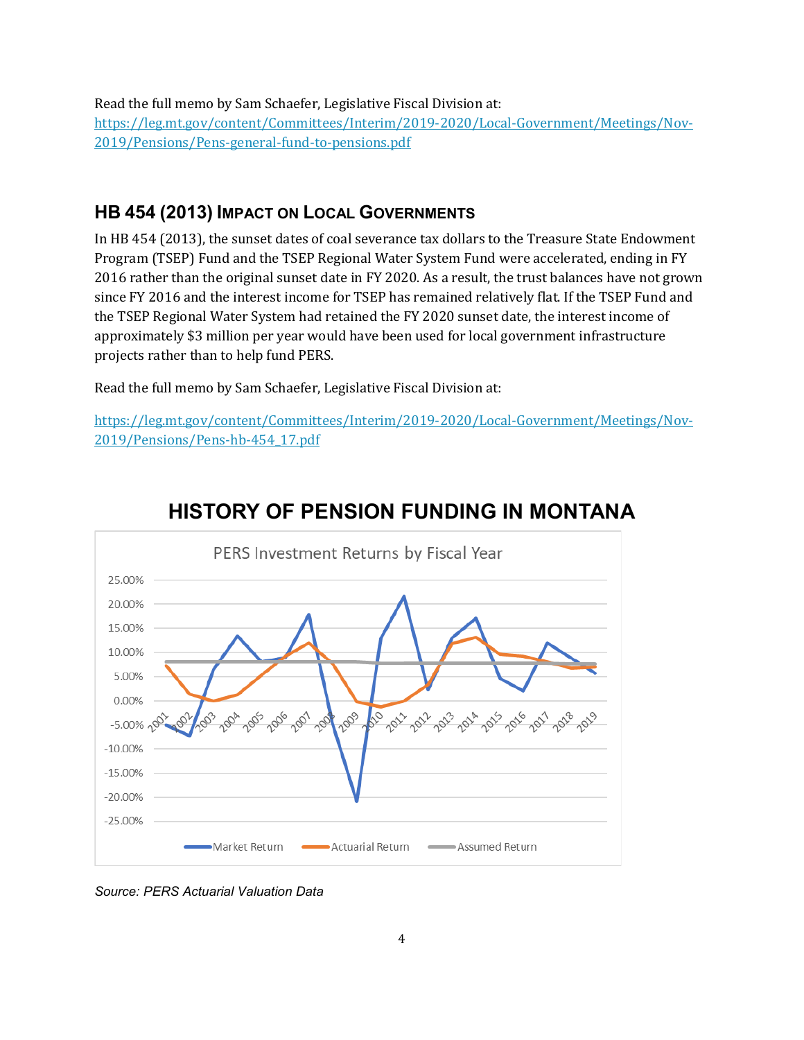Read the full memo by Sam Schaefer, Legislative Fiscal Division at:
https://leg.mt.gov/content/Committees/Interim/2019-2020/Local-Government/Meetings/Nov-2019/Pensions/Pens-general-fund-to-pensions.pdf

## HB 454 (2013) Impact on Local Governments

In HB 454 (2013), the sunset dates of coal severance tax dollars to the Treasure State Endowment Program (TSEP) Fund and the TSEP Regional Water System Fund were accelerated, ending in FY 2016 rather than the original sunset date in FY 2020. As a result, the trust balances have not grown since FY 2016 and the interest income for TSEP has remained relatively flat. If the TSEP Fund and the TSEP Regional Water System had retained the FY 2020 sunset date, the interest income of approximately $3 million per year would have been used for local government infrastructure projects rather than to help fund PERS.

Read the full memo by Sam Schaefer, Legislative Fiscal Division at:

https://leg.mt.gov/content/Committees/Interim/2019-2020/Local-Government/Meetings/Nov-2019/Pensions/Pens-hb-454_17.pdf

# HISTORY OF PENSION FUNDING IN MONTANA

PERS Investment Returns by Fiscal Year

*Source: PERS Actuarial Valuation Data*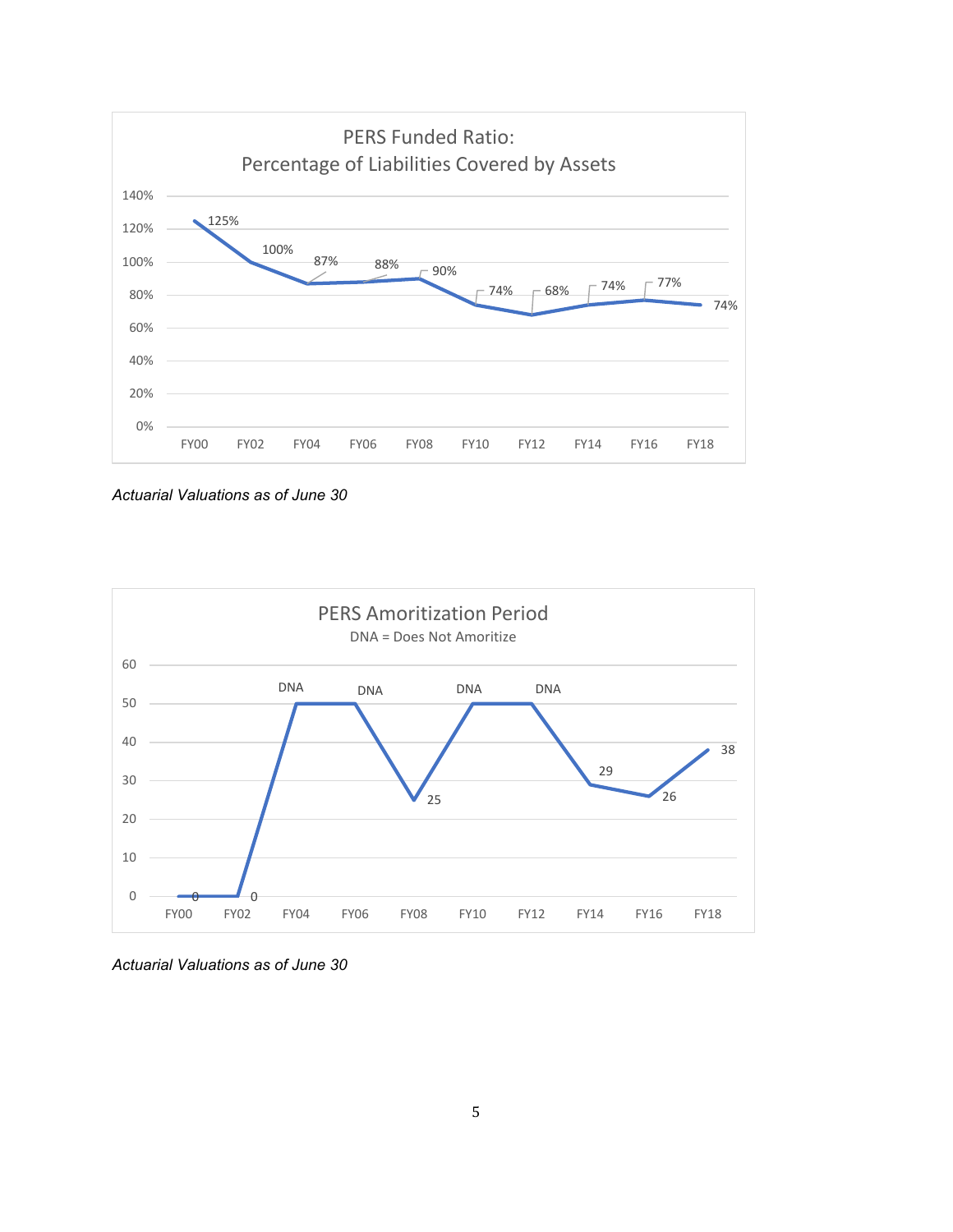**PERS Funded Ratio:**
**Percentage of Liabilities Covered by Assets**

| FY00 | FY02 | FY04 | FY06 | FY08 | FY10 | FY12 | FY14 | FY16 | FY18 |
|---|---|---|---|---|---|---|---|---|---|
| 125% | 100% | 87% | 88% | 90% | 74% | 68% | 74% | 77% | 74% |

*Actuarial Valuations as of June 30*

**PERS Amoritization Period**

DNA = Does Not Amoritize

| FY00 | FY02 | FY04 | FY06 | FY08 | FY10 | FY12 | FY14 | FY16 | FY18 |
|---|---|---|---|---|---|---|---|---|---|
| 0 | 0 | DNA | DNA | 25 | DNA | DNA | 29 | 26 | 38 |

*Actuarial Valuations as of June 30*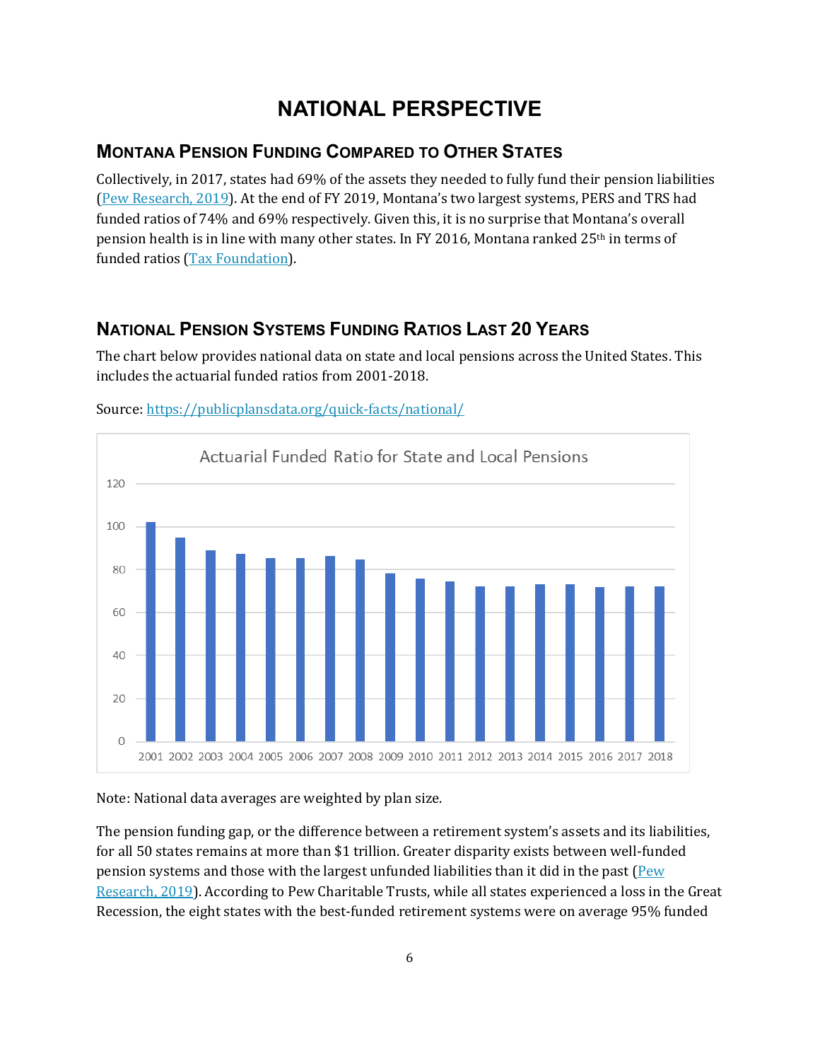# NATIONAL PERSPECTIVE

## MONTANA PENSION FUNDING COMPARED TO OTHER STATES

Collectively, in 2017, states had 69% of the assets they needed to fully fund their pension liabilities (Pew Research, 2019). At the end of FY 2019, Montana's two largest systems, PERS and TRS had funded ratios of 74% and 69% respectively. Given this, it is no surprise that Montana's overall pension health is in line with many other states. In FY 2016, Montana ranked 25th in terms of funded ratios (Tax Foundation).

## NATIONAL PENSION SYSTEMS FUNDING RATIOS LAST 20 YEARS

The chart below provides national data on state and local pensions across the United States. This includes the actuarial funded ratios from 2001-2018.

Source: https://publicplansdata.org/quick-facts/national/

Actuarial Funded Ratio for State and Local Pensions

Note: National data averages are weighted by plan size.

The pension funding gap, or the difference between a retirement system's assets and its liabilities, for all 50 states remains at more than $1 trillion. Greater disparity exists between well-funded pension systems and those with the largest unfunded liabilities than it did in the past (Pew Research, 2019). According to Pew Charitable Trusts, while all states experienced a loss in the Great Recession, the eight states with the best-funded retirement systems were on average 95% funded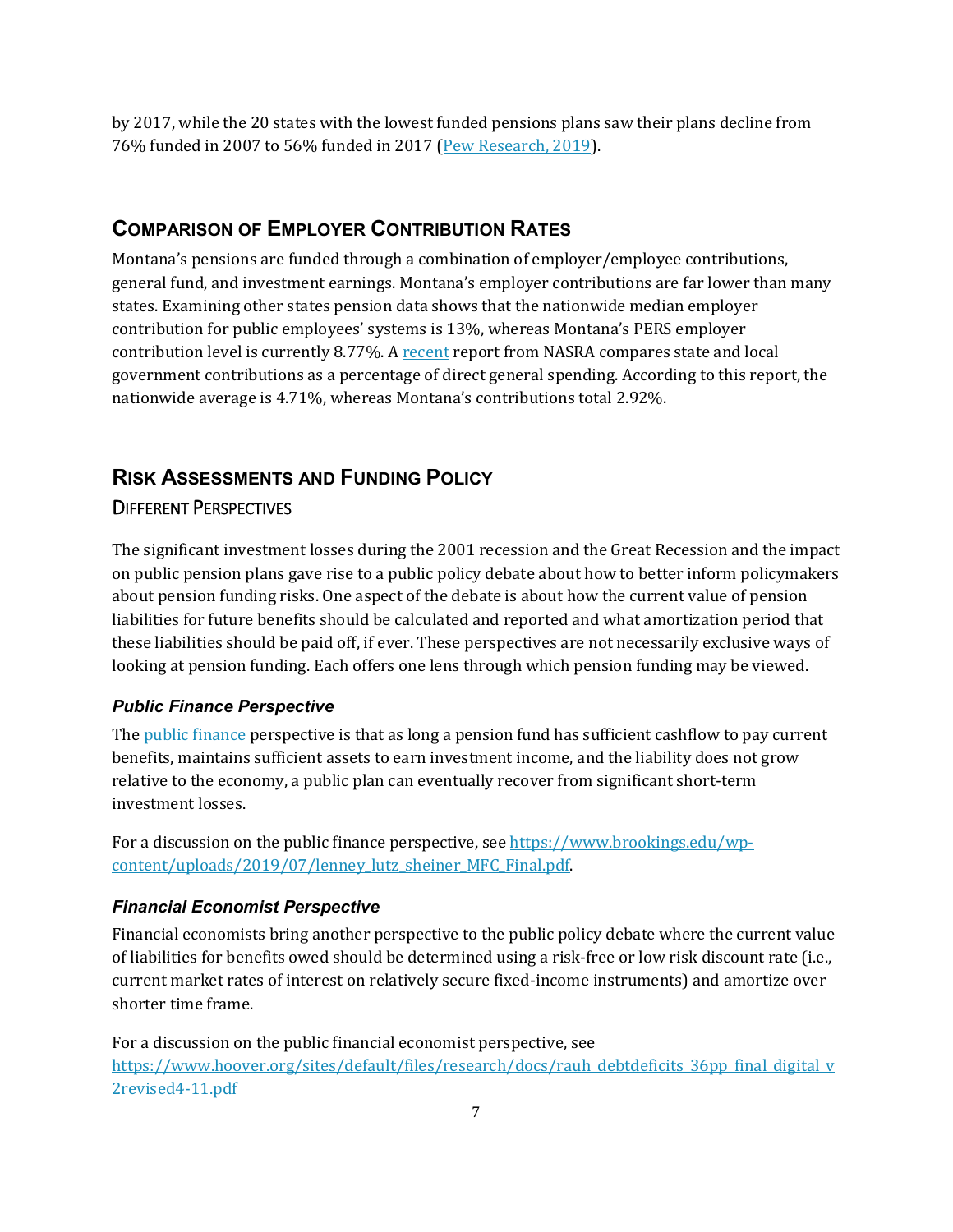by 2017, while the 20 states with the lowest funded pensions plans saw their plans decline from 76% funded in 2007 to 56% funded in 2017 ([Pew Research, 2019](#)).

## Comparison of Employer Contribution Rates

Montana's pensions are funded through a combination of employer/employee contributions, general fund, and investment earnings. Montana's employer contributions are far lower than many states. Examining other states pension data shows that the nationwide median employer contribution for public employees' systems is 13%, whereas Montana's PERS employer contribution level is currently 8.77%. A [recent](#) report from NASRA compares state and local government contributions as a percentage of direct general spending. According to this report, the nationwide average is 4.71%, whereas Montana's contributions total 2.92%.

## Risk Assessments and Funding Policy

### Different Perspectives

The significant investment losses during the 2001 recession and the Great Recession and the impact on public pension plans gave rise to a public policy debate about how to better inform policymakers about pension funding risks. One aspect of the debate is about how the current value of pension liabilities for future benefits should be calculated and reported and what amortization period that these liabilities should be paid off, if ever. These perspectives are not necessarily exclusive ways of looking at pension funding. Each offers one lens through which pension funding may be viewed.

#### *Public Finance Perspective*

The [public finance](#) perspective is that as long a pension fund has sufficient cashflow to pay current benefits, maintains sufficient assets to earn investment income, and the liability does not grow relative to the economy, a public plan can eventually recover from significant short-term investment losses.

For a discussion on the public finance perspective, see https://www.brookings.edu/wp-content/uploads/2019/07/lenney_lutz_sheiner_MFC_Final.pdf.

#### *Financial Economist Perspective*

Financial economists bring another perspective to the public policy debate where the current value of liabilities for benefits owed should be determined using a risk-free or low risk discount rate (i.e., current market rates of interest on relatively secure fixed-income instruments) and amortize over shorter time frame.

For a discussion on the public financial economist perspective, see https://www.hoover.org/sites/default/files/research/docs/rauh_debtdeficits_36pp_final_digital_v2revised4-11.pdf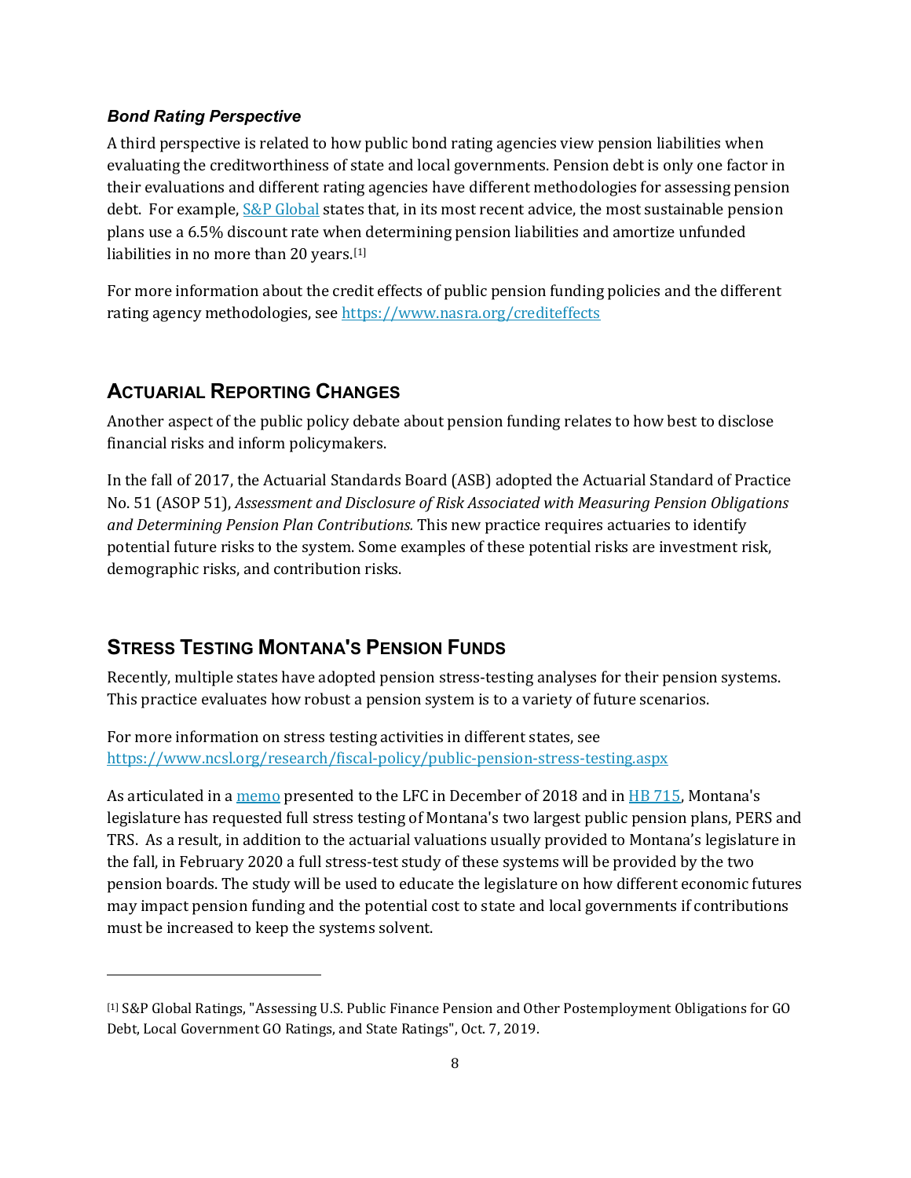### *Bond Rating Perspective*

A third perspective is related to how public bond rating agencies view pension liabilities when evaluating the creditworthiness of state and local governments. Pension debt is only one factor in their evaluations and different rating agencies have different methodologies for assessing pension debt. For example, S&P Global states that, in its most recent advice, the most sustainable pension plans use a 6.5% discount rate when determining pension liabilities and amortize unfunded liabilities in no more than 20 years.[1]

For more information about the credit effects of public pension funding policies and the different rating agency methodologies, see https://www.nasra.org/crediteffects

## ACTUARIAL REPORTING CHANGES

Another aspect of the public policy debate about pension funding relates to how best to disclose financial risks and inform policymakers.

In the fall of 2017, the Actuarial Standards Board (ASB) adopted the Actuarial Standard of Practice No. 51 (ASOP 51), *Assessment and Disclosure of Risk Associated with Measuring Pension Obligations and Determining Pension Plan Contributions.* This new practice requires actuaries to identify potential future risks to the system. Some examples of these potential risks are investment risk, demographic risks, and contribution risks.

## STRESS TESTING MONTANA'S PENSION FUNDS

Recently, multiple states have adopted pension stress-testing analyses for their pension systems. This practice evaluates how robust a pension system is to a variety of future scenarios.

For more information on stress testing activities in different states, see https://www.ncsl.org/research/fiscal-policy/public-pension-stress-testing.aspx

As articulated in a memo presented to the LFC in December of 2018 and in HB 715, Montana's legislature has requested full stress testing of Montana's two largest public pension plans, PERS and TRS. As a result, in addition to the actuarial valuations usually provided to Montana's legislature in the fall, in February 2020 a full stress-test study of these systems will be provided by the two pension boards. The study will be used to educate the legislature on how different economic futures may impact pension funding and the potential cost to state and local governments if contributions must be increased to keep the systems solvent.

---

[1] S&P Global Ratings, "Assessing U.S. Public Finance Pension and Other Postemployment Obligations for GO Debt, Local Government GO Ratings, and State Ratings", Oct. 7, 2019.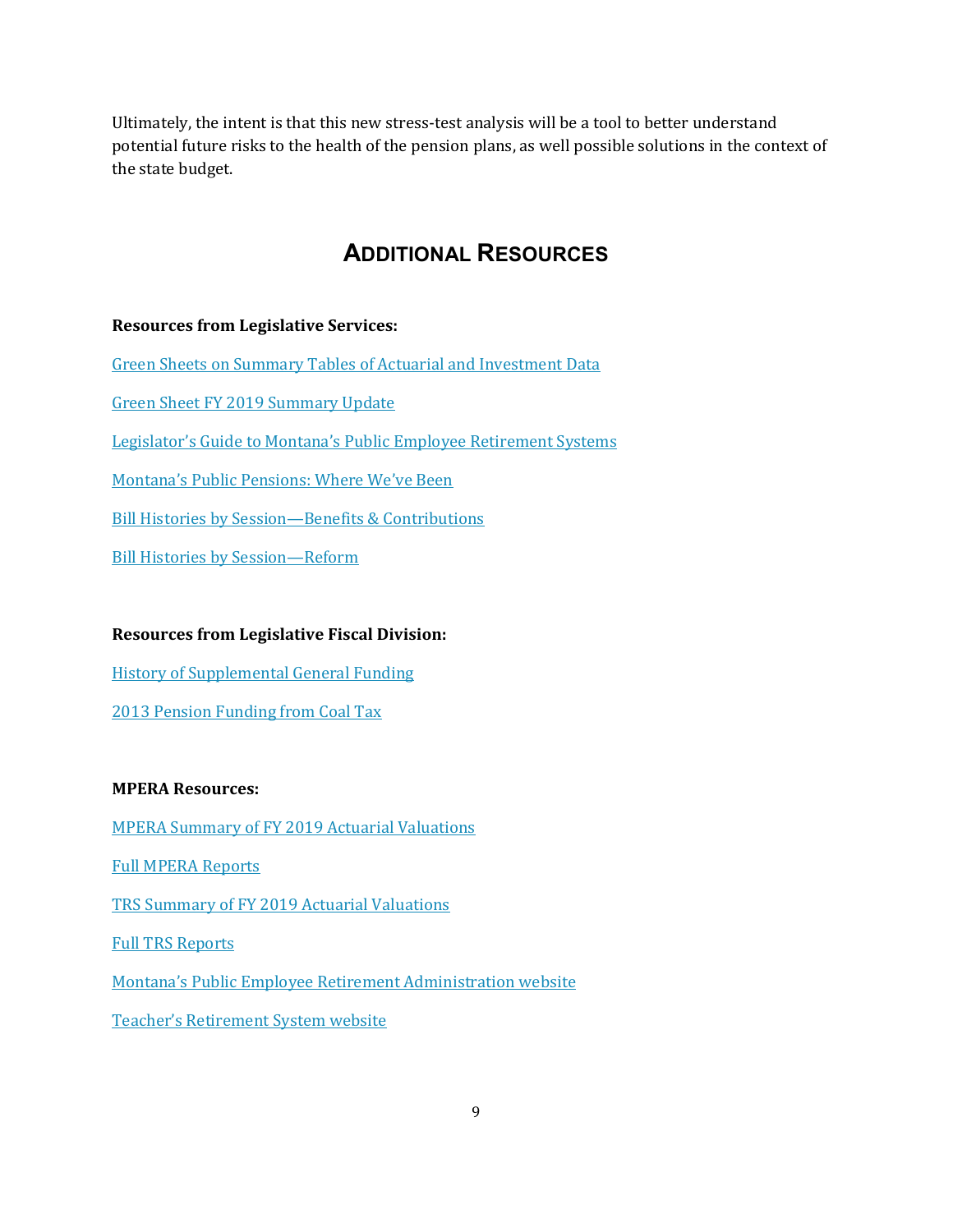Ultimately, the intent is that this new stress-test analysis will be a tool to better understand potential future risks to the health of the pension plans, as well possible solutions in the context of the state budget.

## ADDITIONAL RESOURCES

**Resources from Legislative Services:**

Green Sheets on Summary Tables of Actuarial and Investment Data

Green Sheet FY 2019 Summary Update

Legislator's Guide to Montana's Public Employee Retirement Systems

Montana's Public Pensions: Where We've Been

Bill Histories by Session—Benefits & Contributions

Bill Histories by Session—Reform

**Resources from Legislative Fiscal Division:**

History of Supplemental General Funding

2013 Pension Funding from Coal Tax

**MPERA Resources:**

MPERA Summary of FY 2019 Actuarial Valuations

Full MPERA Reports

TRS Summary of FY 2019 Actuarial Valuations

Full TRS Reports

Montana's Public Employee Retirement Administration website

Teacher's Retirement System website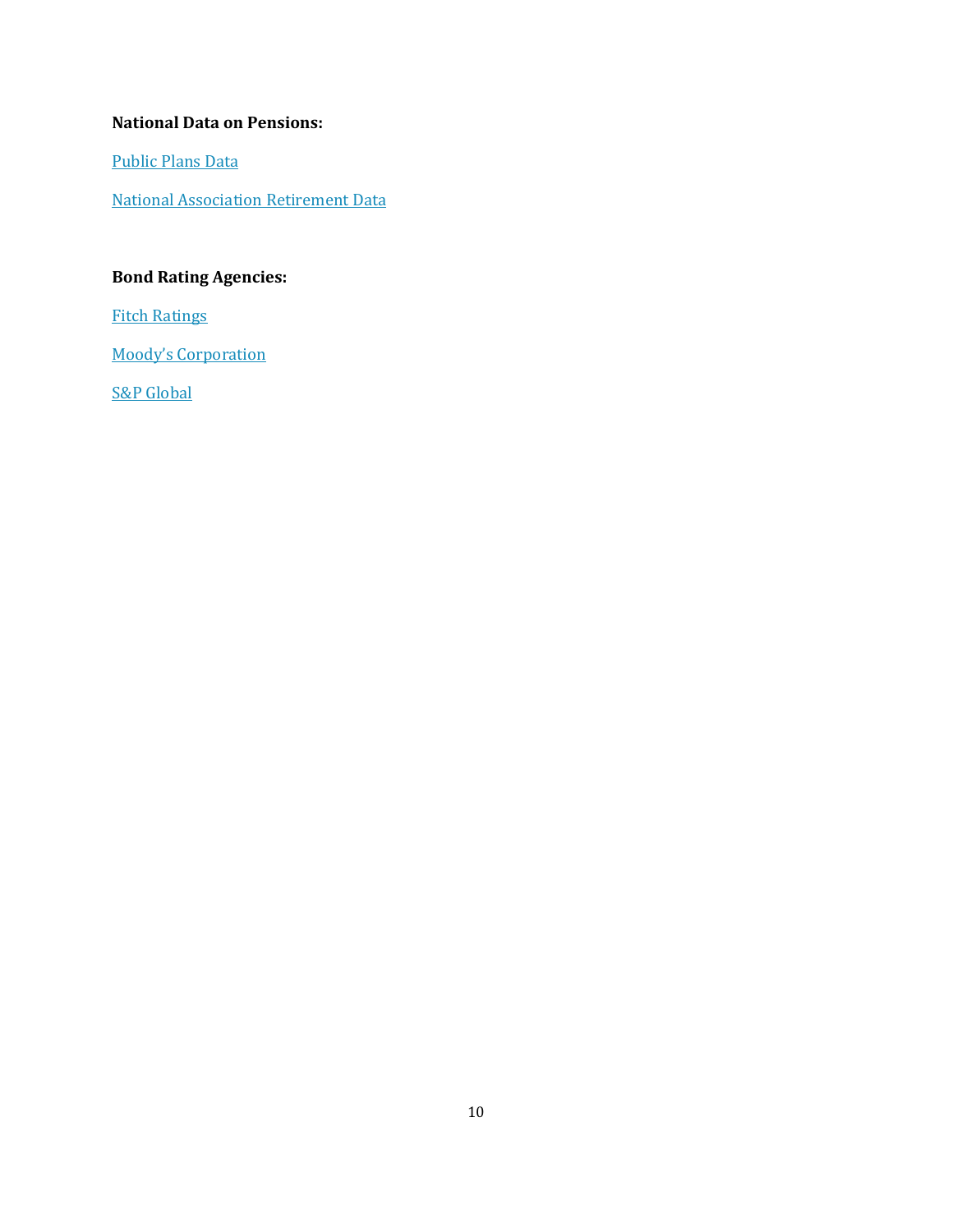**National Data on Pensions:**

Public Plans Data

National Association Retirement Data

**Bond Rating Agencies:**

Fitch Ratings

Moody's Corporation

S&P Global